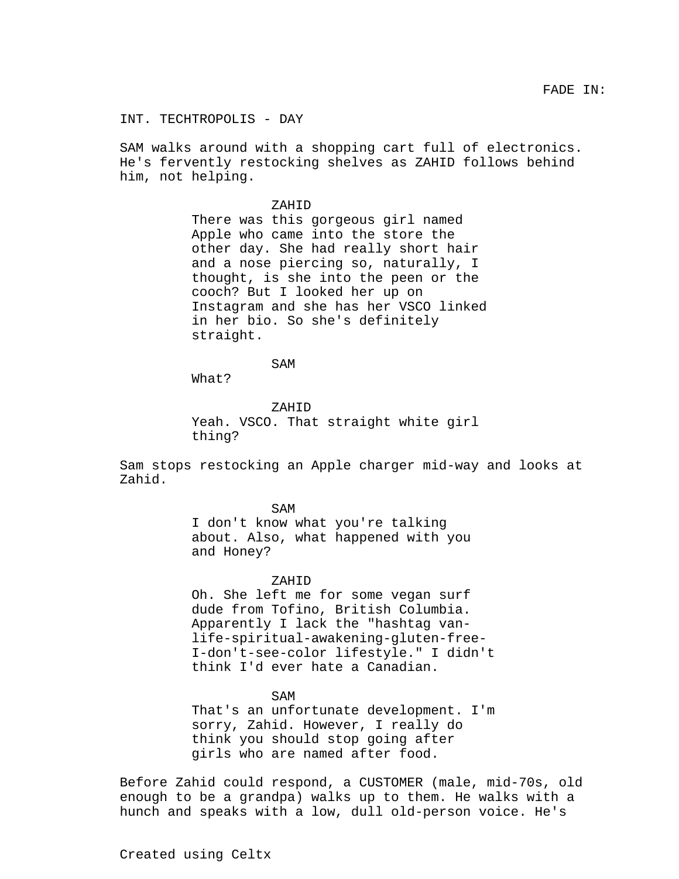FADE IN:

INT. TECHTROPOLIS - DAY

SAM walks around with a shopping cart full of electronics. He's fervently restocking shelves as ZAHID follows behind him, not helping.

ZAHID

There was this gorgeous girl named Apple who came into the store the other day. She had really short hair and a nose piercing so, naturally, I thought, is she into the peen or the cooch? But I looked her up on Instagram and she has her VSCO linked in her bio. So she's definitely straight.

SAM

What?

ZAHID

Yeah. VSCO. That straight white girl thing?

Sam stops restocking an Apple charger mid-way and looks at Zahid.

SAM

I don't know what you're talking about. Also, what happened with you and Honey?

ZAHID

Oh. She left me for some vegan surf dude from Tofino, British Columbia. Apparently I lack the "hashtag van-life-spiritual-awakening-gluten-free-I-don't-see-color lifestyle." I didn't think I'd ever hate a Canadian.

SAM

That's an unfortunate development. I'm sorry, Zahid. However, I really do think you should stop going after girls who are named after food.

Before Zahid could respond, a CUSTOMER (male, mid-70s, old enough to be a grandpa) walks up to them. He walks with a hunch and speaks with a low, dull old-person voice. He's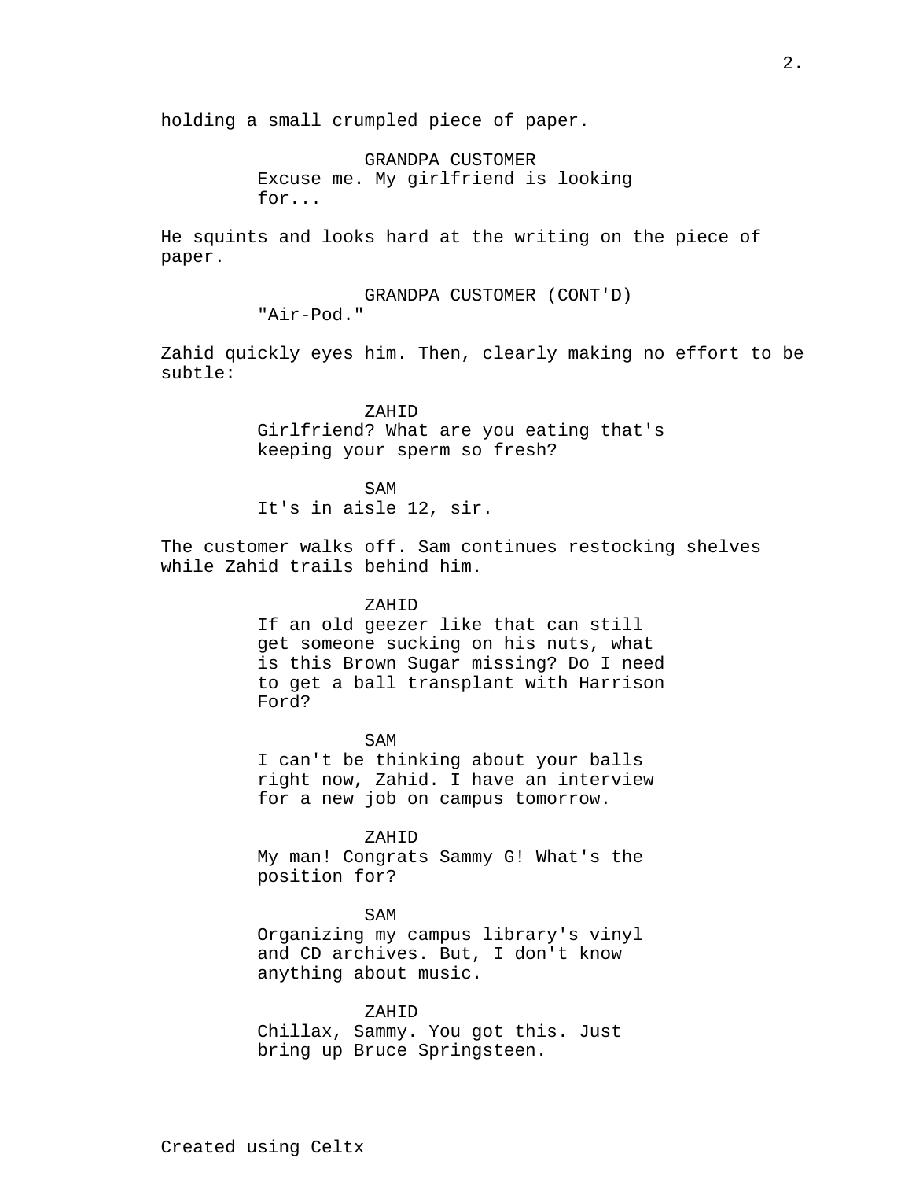holding a small crumpled piece of paper.

GRANDPA CUSTOMER
Excuse me. My girlfriend is looking for...

He squints and looks hard at the writing on the piece of paper.

GRANDPA CUSTOMER (CONT'D)
"Air-Pod."

Zahid quickly eyes him. Then, clearly making no effort to be subtle:

ZAHID
Girlfriend? What are you eating that's keeping your sperm so fresh?

SAM
It's in aisle 12, sir.

The customer walks off. Sam continues restocking shelves while Zahid trails behind him.

ZAHID
If an old geezer like that can still get someone sucking on his nuts, what is this Brown Sugar missing? Do I need to get a ball transplant with Harrison Ford?

SAM
I can't be thinking about your balls right now, Zahid. I have an interview for a new job on campus tomorrow.

ZAHID
My man! Congrats Sammy G! What's the position for?

SAM
Organizing my campus library's vinyl and CD archives. But, I don't know anything about music.

ZAHID
Chillax, Sammy. You got this. Just bring up Bruce Springsteen.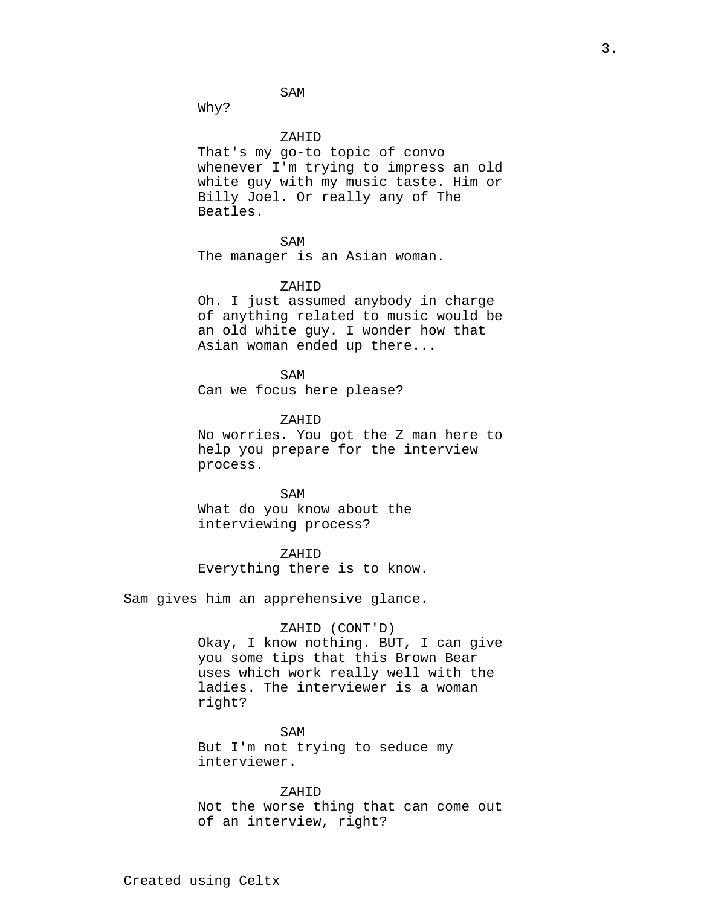SAM
Why?

ZAHID
That's my go-to topic of convo whenever I'm trying to impress an old white guy with my music taste. Him or Billy Joel. Or really any of The Beatles.

SAM
The manager is an Asian woman.

ZAHID
Oh. I just assumed anybody in charge of anything related to music would be an old white guy. I wonder how that Asian woman ended up there...

SAM
Can we focus here please?

ZAHID
No worries. You got the Z man here to help you prepare for the interview process.

SAM
What do you know about the interviewing process?

ZAHID
Everything there is to know.

Sam gives him an apprehensive glance.

ZAHID (CONT'D)
Okay, I know nothing. BUT, I can give you some tips that this Brown Bear uses which work really well with the ladies. The interviewer is a woman right?

SAM
But I'm not trying to seduce my interviewer.

ZAHID
Not the worse thing that can come out of an interview, right?

Created using Celtx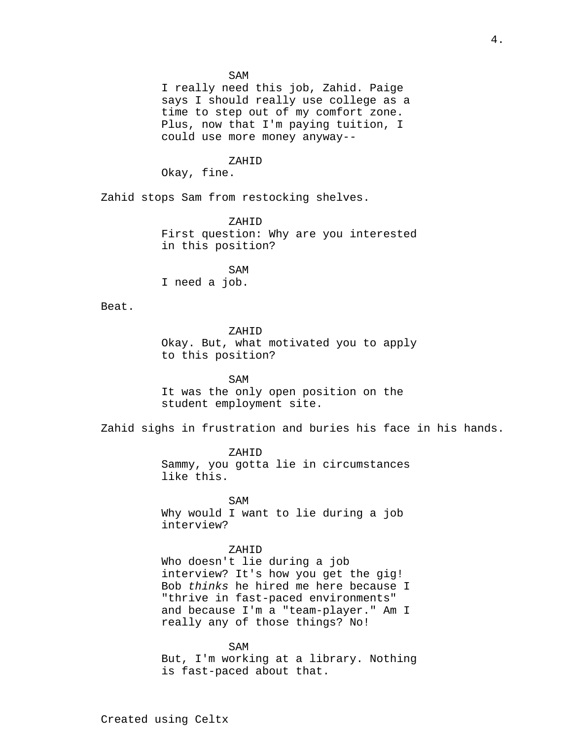SAM
I really need this job, Zahid. Paige says I should really use college as a time to step out of my comfort zone. Plus, now that I'm paying tuition, I could use more money anyway--

ZAHID
Okay, fine.

Zahid stops Sam from restocking shelves.

ZAHID
First question: Why are you interested in this position?

SAM
I need a job.

Beat.

ZAHID
Okay. But, what motivated you to apply to this position?

SAM
It was the only open position on the student employment site.

Zahid sighs in frustration and buries his face in his hands.

ZAHID
Sammy, you gotta lie in circumstances like this.

SAM
Why would I want to lie during a job interview?

ZAHID
Who doesn't lie during a job interview? It's how you get the gig! Bob *thinks* he hired me here because I "thrive in fast-paced environments" and because I'm a "team-player." Am I really any of those things? No!

SAM
But, I'm working at a library. Nothing is fast-paced about that.

Created using Celtx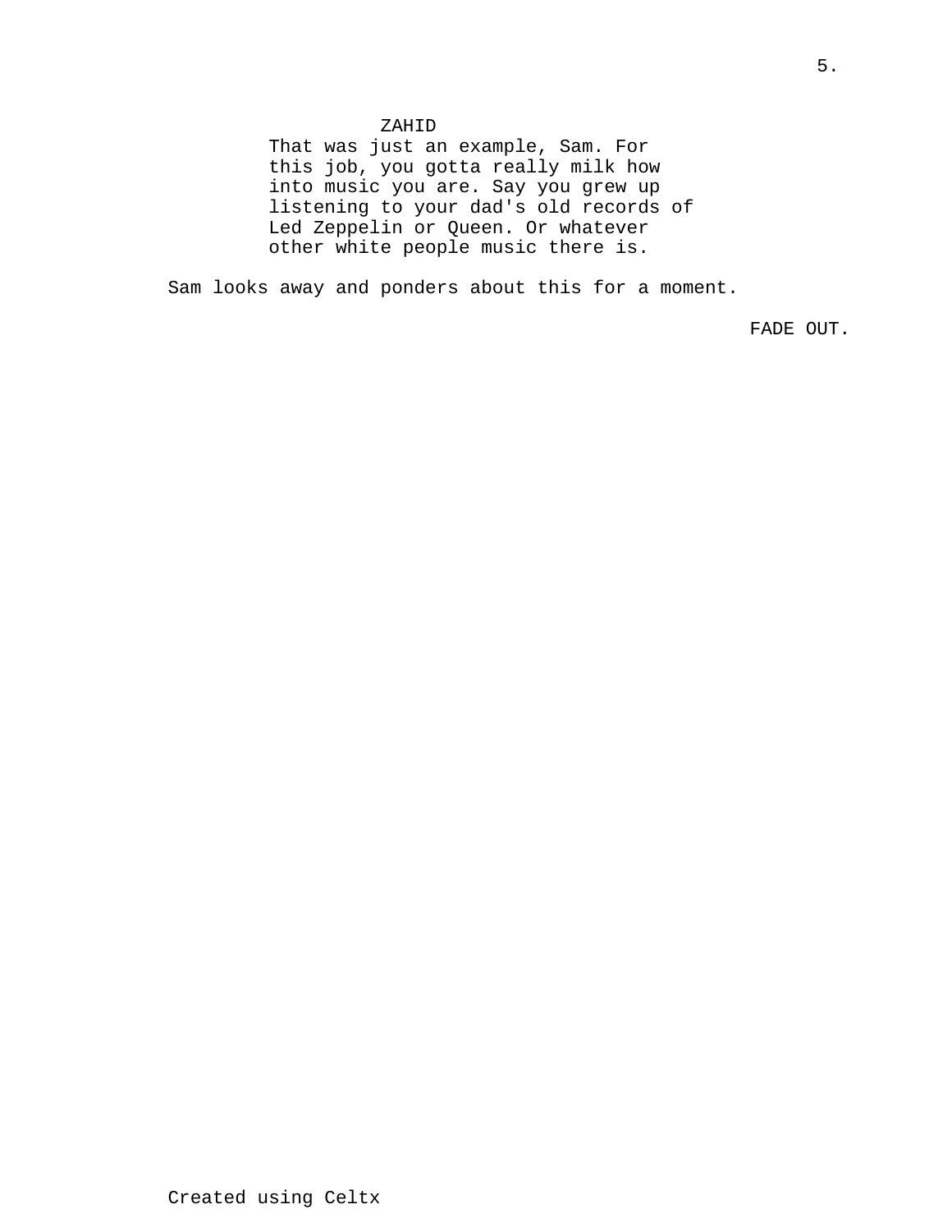ZAHID

That was just an example, Sam. For this job, you gotta really milk how into music you are. Say you grew up listening to your dad's old records of Led Zeppelin or Queen. Or whatever other white people music there is.

Sam looks away and ponders about this for a moment.

FADE OUT.

Created using Celtx